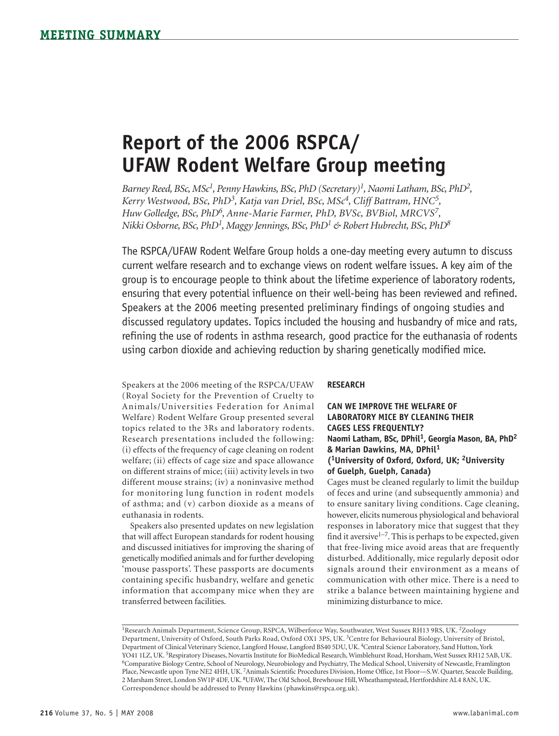MEETING SUMMARY

# Report of the 2006 RSPCA/ UFAW Rodent Welfare Group meeting

*Barney Reed, BSc, MSc[1], Penny Hawkins, BSc, PhD (Secretary)[1], Naomi Latham, BSc, PhD[2], Kerry Westwood, BSc, PhD[3], Katja van Driel, BSc, MSc[4], Cliff Battram, HNC[5], Huw Golledge, BSc, PhD[6], Anne-Marie Farmer, PhD, BVSc, BVBiol, MRCVS[7], Nikki Osborne, BSc, PhD[1], Maggy Jennings, BSc, PhD[1] & Robert Hubrecht, BSc, PhD[8]*

The RSPCA/UFAW Rodent Welfare Group holds a one-day meeting every autumn to discuss current welfare research and to exchange views on rodent welfare issues. A key aim of the group is to encourage people to think about the lifetime experience of laboratory rodents, ensuring that every potential influence on their well-being has been reviewed and refined. Speakers at the 2006 meeting presented preliminary findings of ongoing studies and discussed regulatory updates. Topics included the housing and husbandry of mice and rats, refining the use of rodents in asthma research, good practice for the euthanasia of rodents using carbon dioxide and achieving reduction by sharing genetically modified mice.

Speakers at the 2006 meeting of the RSPCA/UFAW (Royal Society for the Prevention of Cruelty to Animals/Universities Federation for Animal Welfare) Rodent Welfare Group presented several topics related to the 3Rs and laboratory rodents. Research presentations included the following: (i) effects of the frequency of cage cleaning on rodent welfare; (ii) effects of cage size and space allowance on different strains of mice; (iii) activity levels in two different mouse strains; (iv) a noninvasive method for monitoring lung function in rodent models of asthma; and (v) carbon dioxide as a means of euthanasia in rodents.

Speakers also presented updates on new legislation that will affect European standards for rodent housing and discussed initiatives for improving the sharing of genetically modified animals and for further developing 'mouse passports'. These passports are documents containing specific husbandry, welfare and genetic information that accompany mice when they are transferred between facilities.

## RESEARCH

### CAN WE IMPROVE THE WELFARE OF LABORATORY MICE BY CLEANING THEIR CAGES LESS FREQUENTLY?

**Naomi Latham, BSc, DPhil[1], Georgia Mason, BA, PhD[2] & Marian Dawkins, MA, DPhil[1]**
**([1]University of Oxford, Oxford, UK; [2]University of Guelph, Guelph, Canada)**

Cages must be cleaned regularly to limit the buildup of feces and urine (and subsequently ammonia) and to ensure sanitary living conditions. Cage cleaning, however, elicits numerous physiological and behavioral responses in laboratory mice that suggest that they find it aversive[1–7]. This is perhaps to be expected, given that free-living mice avoid areas that are frequently disturbed. Additionally, mice regularly deposit odor signals around their environment as a means of communication with other mice. There is a need to strike a balance between maintaining hygiene and minimizing disturbance to mice.

[1]Research Animals Department, Science Group, RSPCA, Wilberforce Way, Southwater, West Sussex RH13 9RS, UK. [2]Zoology Department, University of Oxford, South Parks Road, Oxford OX1 3PS, UK. [3]Centre for Behavioural Biology, University of Bristol, Department of Clinical Veterinary Science, Langford House, Langford BS40 5DU, UK. [4]Central Science Laboratory, Sand Hutton, York YO41 1LZ, UK. [5]Respiratory Diseases, Novartis Institute for BioMedical Research, Wimblehurst Road, Horsham, West Sussex RH12 5AB, UK. [6]Comparative Biology Centre, School of Neurology, Neurobiology and Psychiatry, The Medical School, University of Newcastle, Framlington Place, Newcastle upon Tyne NE2 4HH, UK. [7]Animals Scientific Procedures Division, Home Office, 1st Floor—S.W. Quarter, Seacole Building, 2 Marsham Street, London SW1P 4DF, UK. [8]UFAW, The Old School, Brewhouse Hill, Wheathampstead, Hertfordshire AL4 8AN, UK. Correspondence should be addressed to Penny Hawkins (phawkins@rspca.org.uk).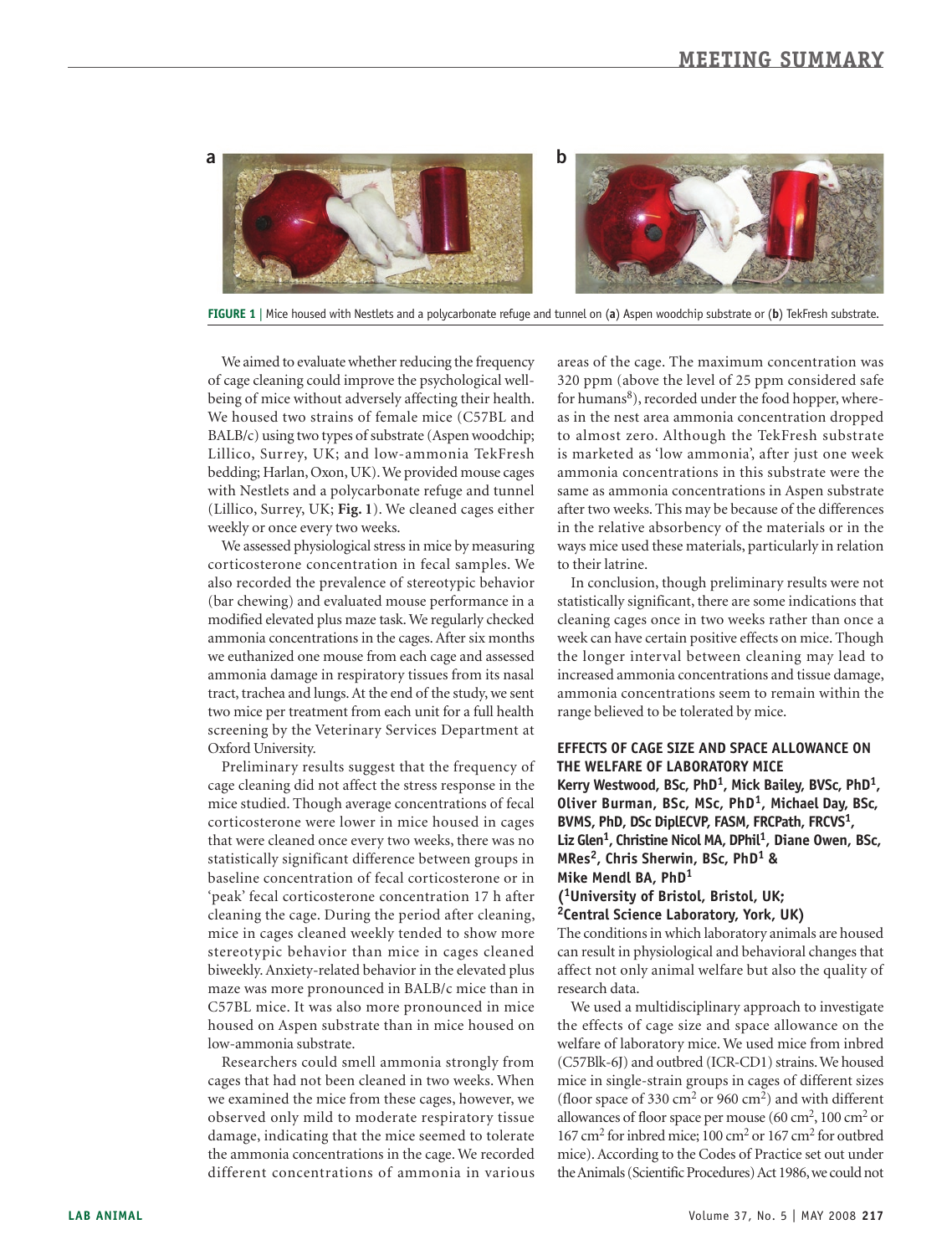**FIGURE 1** | Mice housed with Nestlets and a polycarbonate refuge and tunnel on (**a**) Aspen woodchip substrate or (**b**) TekFresh substrate.

We aimed to evaluate whether reducing the frequency of cage cleaning could improve the psychological well-being of mice without adversely affecting their health. We housed two strains of female mice (C57BL and BALB/c) using two types of substrate (Aspen woodchip; Lillico, Surrey, UK; and low-ammonia TekFresh bedding; Harlan, Oxon, UK). We provided mouse cages with Nestlets and a polycarbonate refuge and tunnel (Lillico, Surrey, UK; **Fig. 1**). We cleaned cages either weekly or once every two weeks.

We assessed physiological stress in mice by measuring corticosterone concentration in fecal samples. We also recorded the prevalence of stereotypic behavior (bar chewing) and evaluated mouse performance in a modified elevated plus maze task. We regularly checked ammonia concentrations in the cages. After six months we euthanized one mouse from each cage and assessed ammonia damage in respiratory tissues from its nasal tract, trachea and lungs. At the end of the study, we sent two mice per treatment from each unit for a full health screening by the Veterinary Services Department at Oxford University.

Preliminary results suggest that the frequency of cage cleaning did not affect the stress response in the mice studied. Though average concentrations of fecal corticosterone were lower in mice housed in cages that were cleaned once every two weeks, there was no statistically significant difference between groups in baseline concentration of fecal corticosterone or in 'peak' fecal corticosterone concentration 17 h after cleaning the cage. During the period after cleaning, mice in cages cleaned weekly tended to show more stereotypic behavior than mice in cages cleaned biweekly. Anxiety-related behavior in the elevated plus maze was more pronounced in BALB/c mice than in C57BL mice. It was also more pronounced in mice housed on Aspen substrate than in mice housed on low-ammonia substrate.

Researchers could smell ammonia strongly from cages that had not been cleaned in two weeks. When we examined the mice from these cages, however, we observed only mild to moderate respiratory tissue damage, indicating that the mice seemed to tolerate the ammonia concentrations in the cage. We recorded different concentrations of ammonia in various areas of the cage. The maximum concentration was 320 ppm (above the level of 25 ppm considered safe for humans[8]), recorded under the food hopper, whereas in the nest area ammonia concentration dropped to almost zero. Although the TekFresh substrate is marketed as 'low ammonia', after just one week ammonia concentrations in this substrate were the same as ammonia concentrations in Aspen substrate after two weeks. This may be because of the differences in the relative absorbency of the materials or in the ways mice used these materials, particularly in relation to their latrine.

In conclusion, though preliminary results were not statistically significant, there are some indications that cleaning cages once in two weeks rather than once a week can have certain positive effects on mice. Though the longer interval between cleaning may lead to increased ammonia concentrations and tissue damage, ammonia concentrations seem to remain within the range believed to be tolerated by mice.

### EFFECTS OF CAGE SIZE AND SPACE ALLOWANCE ON THE WELFARE OF LABORATORY MICE

**Kerry Westwood, BSc, PhD[1], Mick Bailey, BVSc, PhD[1], Oliver Burman, BSc, MSc, PhD[1], Michael Day, BSc, BVMS, PhD, DSc DiplECVP, FASM, FRCPath, FRCVS[1], Liz Glen[1], Christine Nicol MA, DPhil[1], Diane Owen, BSc, MRes[2], Chris Sherwin, BSc, PhD[1] & Mike Mendl BA, PhD[1]**
**([1]University of Bristol, Bristol, UK; [2]Central Science Laboratory, York, UK)**

The conditions in which laboratory animals are housed can result in physiological and behavioral changes that affect not only animal welfare but also the quality of research data.

We used a multidisciplinary approach to investigate the effects of cage size and space allowance on the welfare of laboratory mice. We used mice from inbred (C57Blk-6J) and outbred (ICR-CD1) strains. We housed mice in single-strain groups in cages of different sizes (floor space of 330 $cm^2$ or 960 $cm^2$) and with different allowances of floor space per mouse (60 $cm^2$, 100 $cm^2$ or 167 $cm^2$ for inbred mice; 100 $cm^2$ or 167 $cm^2$ for outbred mice). According to the Codes of Practice set out under the Animals (Scientific Procedures) Act 1986, we could not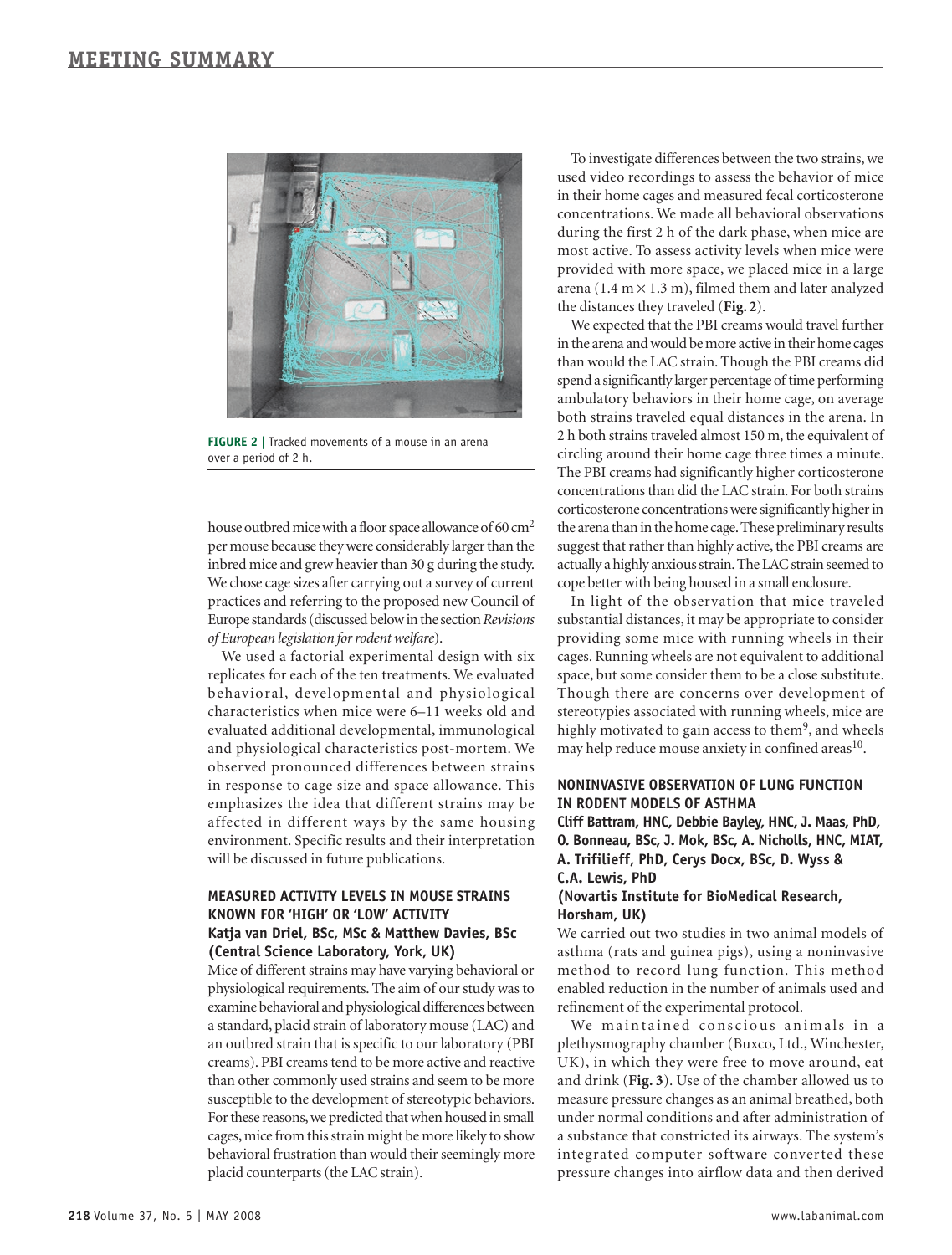FIGURE 2 | Tracked movements of a mouse in an arena over a period of 2 h.

house outbred mice with a floor space allowance of 60 $cm^2$ per mouse because they were considerably larger than the inbred mice and grew heavier than 30 g during the study. We chose cage sizes after carrying out a survey of current practices and referring to the proposed new Council of Europe standards (discussed below in the section *Revisions of European legislation for rodent welfare*).

We used a factorial experimental design with six replicates for each of the ten treatments. We evaluated behavioral, developmental and physiological characteristics when mice were 6–11 weeks old and evaluated additional developmental, immunological and physiological characteristics post-mortem. We observed pronounced differences between strains in response to cage size and space allowance. This emphasizes the idea that different strains may be affected in different ways by the same housing environment. Specific results and their interpretation will be discussed in future publications.

### MEASURED ACTIVITY LEVELS IN MOUSE STRAINS KNOWN FOR 'HIGH' OR 'LOW' ACTIVITY

**Katja van Driel, BSc, MSc & Matthew Davies, BSc (Central Science Laboratory, York, UK)**

Mice of different strains may have varying behavioral or physiological requirements. The aim of our study was to examine behavioral and physiological differences between a standard, placid strain of laboratory mouse (LAC) and an outbred strain that is specific to our laboratory (PBI creams). PBI creams tend to be more active and reactive than other commonly used strains and seem to be more susceptible to the development of stereotypic behaviors. For these reasons, we predicted that when housed in small cages, mice from this strain might be more likely to show behavioral frustration than would their seemingly more placid counterparts (the LAC strain).

To investigate differences between the two strains, we used video recordings to assess the behavior of mice in their home cages and measured fecal corticosterone concentrations. We made all behavioral observations during the first 2 h of the dark phase, when mice are most active. To assess activity levels when mice were provided with more space, we placed mice in a large arena (1.4 m × 1.3 m), filmed them and later analyzed the distances they traveled (**Fig. 2**).

We expected that the PBI creams would travel further in the arena and would be more active in their home cages than would the LAC strain. Though the PBI creams did spend a significantly larger percentage of time performing ambulatory behaviors in their home cage, on average both strains traveled equal distances in the arena. In 2 h both strains traveled almost 150 m, the equivalent of circling around their home cage three times a minute. The PBI creams had significantly higher corticosterone concentrations than did the LAC strain. For both strains corticosterone concentrations were significantly higher in the arena than in the home cage. These preliminary results suggest that rather than highly active, the PBI creams are actually a highly anxious strain. The LAC strain seemed to cope better with being housed in a small enclosure.

In light of the observation that mice traveled substantial distances, it may be appropriate to consider providing some mice with running wheels in their cages. Running wheels are not equivalent to additional space, but some consider them to be a close substitute. Though there are concerns over development of stereotypies associated with running wheels, mice are highly motivated to gain access to them[9], and wheels may help reduce mouse anxiety in confined areas[10].

### NONINVASIVE OBSERVATION OF LUNG FUNCTION IN RODENT MODELS OF ASTHMA

**Cliff Battram, HNC, Debbie Bayley, HNC, J. Maas, PhD, O. Bonneau, BSc, J. Mok, BSc, A. Nicholls, HNC, MIAT, A. Trifilieff, PhD, Cerys Docx, BSc, D. Wyss & C.A. Lewis, PhD (Novartis Institute for BioMedical Research, Horsham, UK)**

We carried out two studies in two animal models of asthma (rats and guinea pigs), using a noninvasive method to record lung function. This method enabled reduction in the number of animals used and refinement of the experimental protocol.

We maintained conscious animals in a plethysmography chamber (Buxco, Ltd., Winchester, UK), in which they were free to move around, eat and drink (**Fig. 3**). Use of the chamber allowed us to measure pressure changes as an animal breathed, both under normal conditions and after administration of a substance that constricted its airways. The system's integrated computer software converted these pressure changes into airflow data and then derived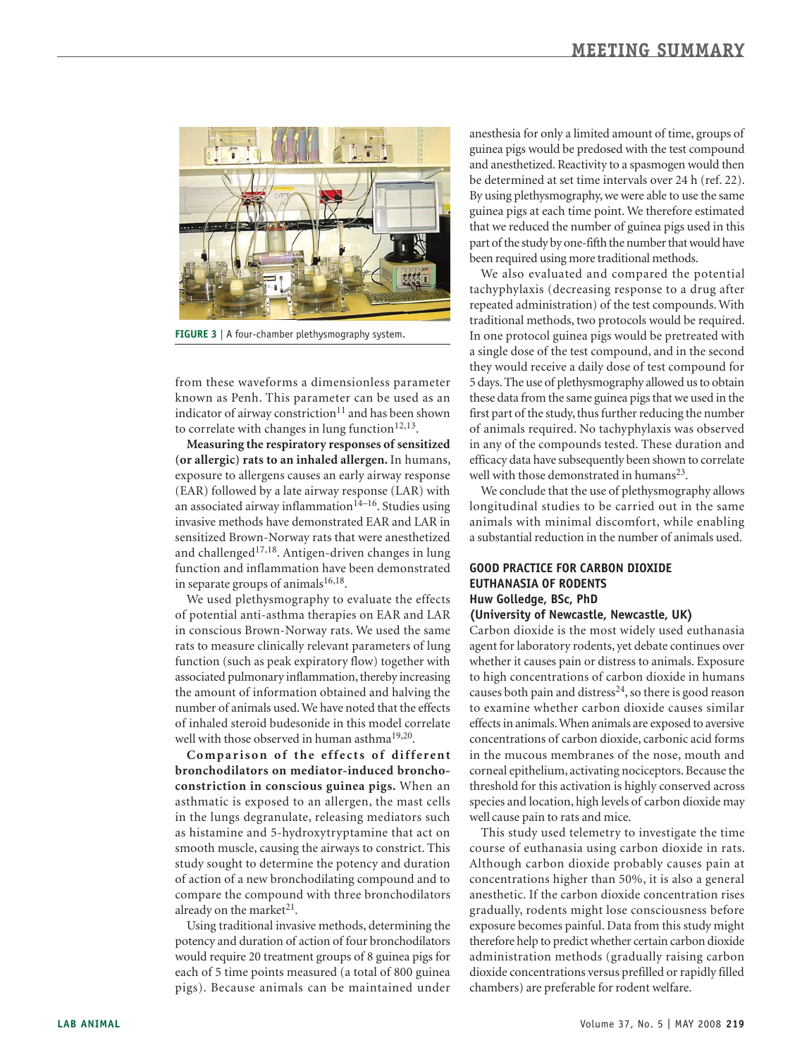FIGURE 3 | A four-chamber plethysmography system.

from these waveforms a dimensionless parameter known as Penh. This parameter can be used as an indicator of airway constriction[11] and has been shown to correlate with changes in lung function[12,13].

**Measuring the respiratory responses of sensitized (or allergic) rats to an inhaled allergen.** In humans, exposure to allergens causes an early airway response (EAR) followed by a late airway response (LAR) with an associated airway inflammation[14–16]. Studies using invasive methods have demonstrated EAR and LAR in sensitized Brown-Norway rats that were anesthetized and challenged[17,18]. Antigen-driven changes in lung function and inflammation have been demonstrated in separate groups of animals[16,18].

We used plethysmography to evaluate the effects of potential anti-asthma therapies on EAR and LAR in conscious Brown-Norway rats. We used the same rats to measure clinically relevant parameters of lung function (such as peak expiratory flow) together with associated pulmonary inflammation, thereby increasing the amount of information obtained and halving the number of animals used. We have noted that the effects of inhaled steroid budesonide in this model correlate well with those observed in human asthma[19,20].

**Comparison of the effects of different bronchodilators on mediator-induced bronchoconstriction in conscious guinea pigs.** When an asthmatic is exposed to an allergen, the mast cells in the lungs degranulate, releasing mediators such as histamine and 5-hydroxytryptamine that act on smooth muscle, causing the airways to constrict. This study sought to determine the potency and duration of action of a new bronchodilating compound and to compare the compound with three bronchodilators already on the market[21].

Using traditional invasive methods, determining the potency and duration of action of four bronchodilators would require 20 treatment groups of 8 guinea pigs for each of 5 time points measured (a total of 800 guinea pigs). Because animals can be maintained under anesthesia for only a limited amount of time, groups of guinea pigs would be predosed with the test compound and anesthetized. Reactivity to a spasmogen would then be determined at set time intervals over 24 h (ref. 22). By using plethysmography, we were able to use the same guinea pigs at each time point. We therefore estimated that we reduced the number of guinea pigs used in this part of the study by one-fifth the number that would have been required using more traditional methods.

We also evaluated and compared the potential tachyphylaxis (decreasing response to a drug after repeated administration) of the test compounds. With traditional methods, two protocols would be required. In one protocol guinea pigs would be pretreated with a single dose of the test compound, and in the second they would receive a daily dose of test compound for 5 days. The use of plethysmography allowed us to obtain these data from the same guinea pigs that we used in the first part of the study, thus further reducing the number of animals required. No tachyphylaxis was observed in any of the compounds tested. These duration and efficacy data have subsequently been shown to correlate well with those demonstrated in humans[23].

We conclude that the use of plethysmography allows longitudinal studies to be carried out in the same animals with minimal discomfort, while enabling a substantial reduction in the number of animals used.

## GOOD PRACTICE FOR CARBON DIOXIDE EUTHANASIA OF RODENTS

**Huw Golledge, BSc, PhD**
**(University of Newcastle, Newcastle, UK)**

Carbon dioxide is the most widely used euthanasia agent for laboratory rodents, yet debate continues over whether it causes pain or distress to animals. Exposure to high concentrations of carbon dioxide in humans causes both pain and distress[24], so there is good reason to examine whether carbon dioxide causes similar effects in animals. When animals are exposed to aversive concentrations of carbon dioxide, carbonic acid forms in the mucous membranes of the nose, mouth and corneal epithelium, activating nociceptors. Because the threshold for this activation is highly conserved across species and location, high levels of carbon dioxide may well cause pain to rats and mice.

This study used telemetry to investigate the time course of euthanasia using carbon dioxide in rats. Although carbon dioxide probably causes pain at concentrations higher than 50%, it is also a general anesthetic. If the carbon dioxide concentration rises gradually, rodents might lose consciousness before exposure becomes painful. Data from this study might therefore help to predict whether certain carbon dioxide administration methods (gradually raising carbon dioxide concentrations versus prefilled or rapidly filled chambers) are preferable for rodent welfare.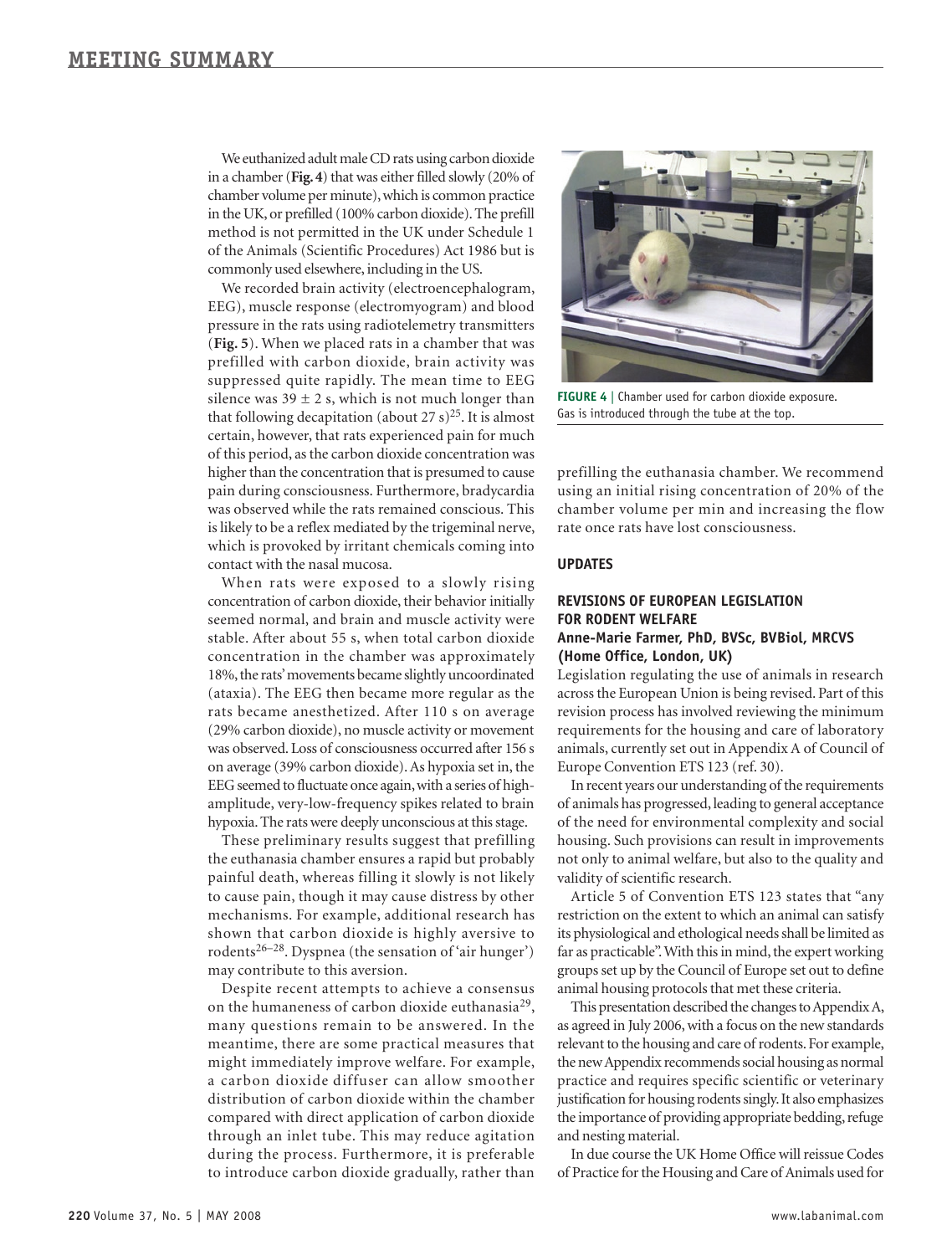We euthanized adult male CD rats using carbon dioxide in a chamber (**Fig. 4**) that was either filled slowly (20% of chamber volume per minute), which is common practice in the UK, or prefilled (100% carbon dioxide). The prefill method is not permitted in the UK under Schedule 1 of the Animals (Scientific Procedures) Act 1986 but is commonly used elsewhere, including in the US.

We recorded brain activity (electroencephalogram, EEG), muscle response (electromyogram) and blood pressure in the rats using radiotelemetry transmitters (**Fig. 5**). When we placed rats in a chamber that was prefilled with carbon dioxide, brain activity was suppressed quite rapidly. The mean time to EEG silence was $39 \pm 2$ s, which is not much longer than that following decapitation (about 27 s)[25]. It is almost certain, however, that rats experienced pain for much of this period, as the carbon dioxide concentration was higher than the concentration that is presumed to cause pain during consciousness. Furthermore, bradycardia was observed while the rats remained conscious. This is likely to be a reflex mediated by the trigeminal nerve, which is provoked by irritant chemicals coming into contact with the nasal mucosa.

When rats were exposed to a slowly rising concentration of carbon dioxide, their behavior initially seemed normal, and brain and muscle activity were stable. After about 55 s, when total carbon dioxide concentration in the chamber was approximately 18%, the rats' movements became slightly uncoordinated (ataxia). The EEG then became more regular as the rats became anesthetized. After 110 s on average (29% carbon dioxide), no muscle activity or movement was observed. Loss of consciousness occurred after 156 s on average (39% carbon dioxide). As hypoxia set in, the EEG seemed to fluctuate once again, with a series of high-amplitude, very-low-frequency spikes related to brain hypoxia. The rats were deeply unconscious at this stage.

These preliminary results suggest that prefilling the euthanasia chamber ensures a rapid but probably painful death, whereas filling it slowly is not likely to cause pain, though it may cause distress by other mechanisms. For example, additional research has shown that carbon dioxide is highly aversive to rodents[26–28]. Dyspnea (the sensation of 'air hunger') may contribute to this aversion.

Despite recent attempts to achieve a consensus on the humaneness of carbon dioxide euthanasia[29], many questions remain to be answered. In the meantime, there are some practical measures that might immediately improve welfare. For example, a carbon dioxide diffuser can allow smoother distribution of carbon dioxide within the chamber compared with direct application of carbon dioxide through an inlet tube. This may reduce agitation during the process. Furthermore, it is preferable to introduce carbon dioxide gradually, rather than prefilling the euthanasia chamber. We recommend using an initial rising concentration of 20% of the chamber volume per min and increasing the flow rate once rats have lost consciousness.

**FIGURE 4** | Chamber used for carbon dioxide exposure. Gas is introduced through the tube at the top.

## UPDATES

### REVISIONS OF EUROPEAN LEGISLATION FOR RODENT WELFARE

**Anne-Marie Farmer, PhD, BVSc, BVBiol, MRCVS (Home Office, London, UK)**

Legislation regulating the use of animals in research across the European Union is being revised. Part of this revision process has involved reviewing the minimum requirements for the housing and care of laboratory animals, currently set out in Appendix A of Council of Europe Convention ETS 123 (ref. 30).

In recent years our understanding of the requirements of animals has progressed, leading to general acceptance of the need for environmental complexity and social housing. Such provisions can result in improvements not only to animal welfare, but also to the quality and validity of scientific research.

Article 5 of Convention ETS 123 states that "any restriction on the extent to which an animal can satisfy its physiological and ethological needs shall be limited as far as practicable". With this in mind, the expert working groups set up by the Council of Europe set out to define animal housing protocols that met these criteria.

This presentation described the changes to Appendix A, as agreed in July 2006, with a focus on the new standards relevant to the housing and care of rodents. For example, the new Appendix recommends social housing as normal practice and requires specific scientific or veterinary justification for housing rodents singly. It also emphasizes the importance of providing appropriate bedding, refuge and nesting material.

In due course the UK Home Office will reissue Codes of Practice for the Housing and Care of Animals used for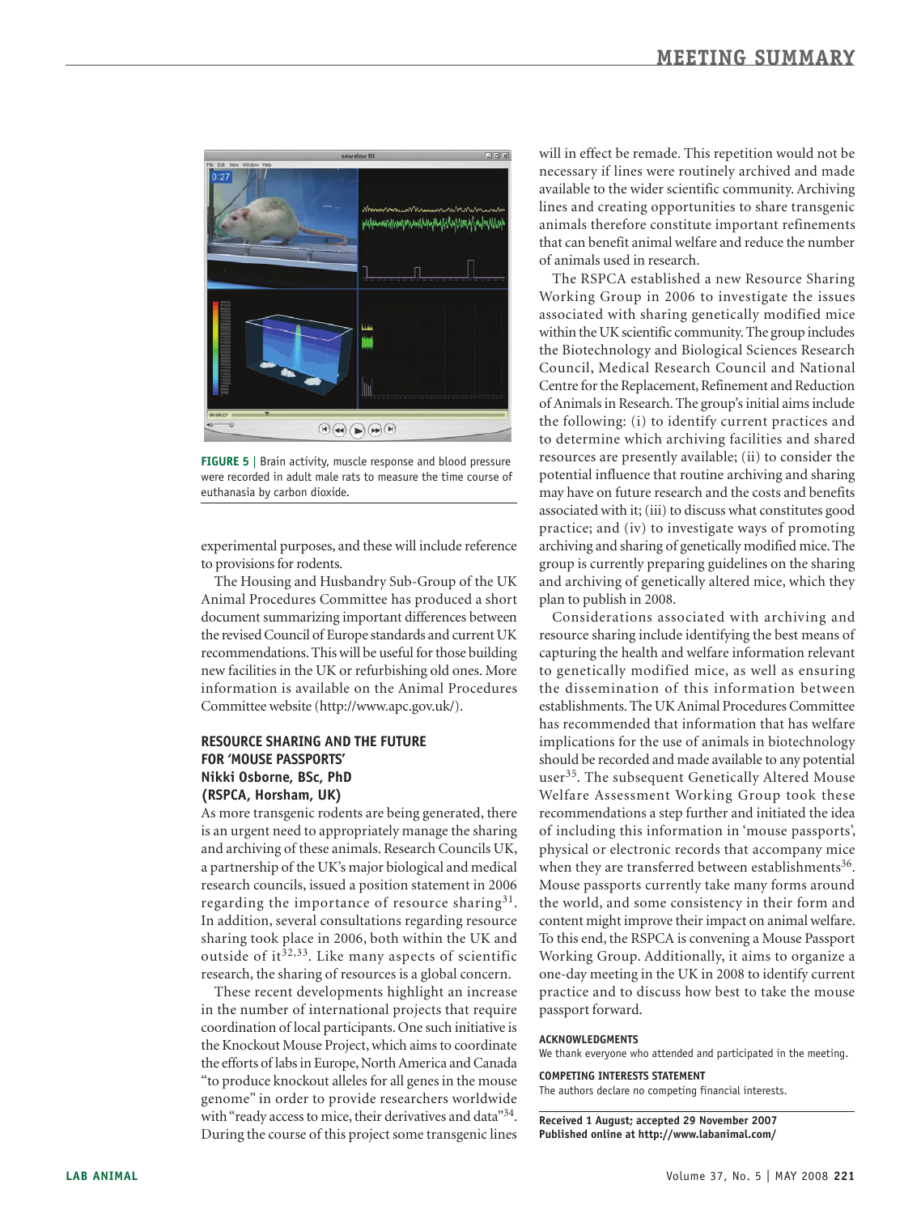FIGURE 5 | Brain activity, muscle response and blood pressure were recorded in adult male rats to measure the time course of euthanasia by carbon dioxide.

experimental purposes, and these will include reference to provisions for rodents.

The Housing and Husbandry Sub-Group of the UK Animal Procedures Committee has produced a short document summarizing important differences between the revised Council of Europe standards and current UK recommendations. This will be useful for those building new facilities in the UK or refurbishing old ones. More information is available on the Animal Procedures Committee website (http://www.apc.gov.uk/).

## RESOURCE SHARING AND THE FUTURE FOR 'MOUSE PASSPORTS'

**Nikki Osborne, BSc, PhD (RSPCA, Horsham, UK)**

As more transgenic rodents are being generated, there is an urgent need to appropriately manage the sharing and archiving of these animals. Research Councils UK, a partnership of the UK's major biological and medical research councils, issued a position statement in 2006 regarding the importance of resource sharing[31]. In addition, several consultations regarding resource sharing took place in 2006, both within the UK and outside of it[32,33]. Like many aspects of scientific research, the sharing of resources is a global concern.

These recent developments highlight an increase in the number of international projects that require coordination of local participants. One such initiative is the Knockout Mouse Project, which aims to coordinate the efforts of labs in Europe, North America and Canada "to produce knockout alleles for all genes in the mouse genome" in order to provide researchers worldwide with "ready access to mice, their derivatives and data"[34]. During the course of this project some transgenic lines will in effect be remade. This repetition would not be necessary if lines were routinely archived and made available to the wider scientific community. Archiving lines and creating opportunities to share transgenic animals therefore constitute important refinements that can benefit animal welfare and reduce the number of animals used in research.

The RSPCA established a new Resource Sharing Working Group in 2006 to investigate the issues associated with sharing genetically modified mice within the UK scientific community. The group includes the Biotechnology and Biological Sciences Research Council, Medical Research Council and National Centre for the Replacement, Refinement and Reduction of Animals in Research. The group's initial aims include the following: (i) to identify current practices and to determine which archiving facilities and shared resources are presently available; (ii) to consider the potential influence that routine archiving and sharing may have on future research and the costs and benefits associated with it; (iii) to discuss what constitutes good practice; and (iv) to investigate ways of promoting archiving and sharing of genetically modified mice. The group is currently preparing guidelines on the sharing and archiving of genetically altered mice, which they plan to publish in 2008.

Considerations associated with archiving and resource sharing include identifying the best means of capturing the health and welfare information relevant to genetically modified mice, as well as ensuring the dissemination of this information between establishments. The UK Animal Procedures Committee has recommended that information that has welfare implications for the use of animals in biotechnology should be recorded and made available to any potential user[35]. The subsequent Genetically Altered Mouse Welfare Assessment Working Group took these recommendations a step further and initiated the idea of including this information in 'mouse passports', physical or electronic records that accompany mice when they are transferred between establishments[36]. Mouse passports currently take many forms around the world, and some consistency in their form and content might improve their impact on animal welfare. To this end, the RSPCA is convening a Mouse Passport Working Group. Additionally, it aims to organize a one-day meeting in the UK in 2008 to identify current practice and to discuss how best to take the mouse passport forward.

### ACKNOWLEDGMENTS

We thank everyone who attended and participated in the meeting.

### COMPETING INTERESTS STATEMENT

The authors declare no competing financial interests.

**Received 1 August; accepted 29 November 2007**
**Published online at http://www.labanimal.com/**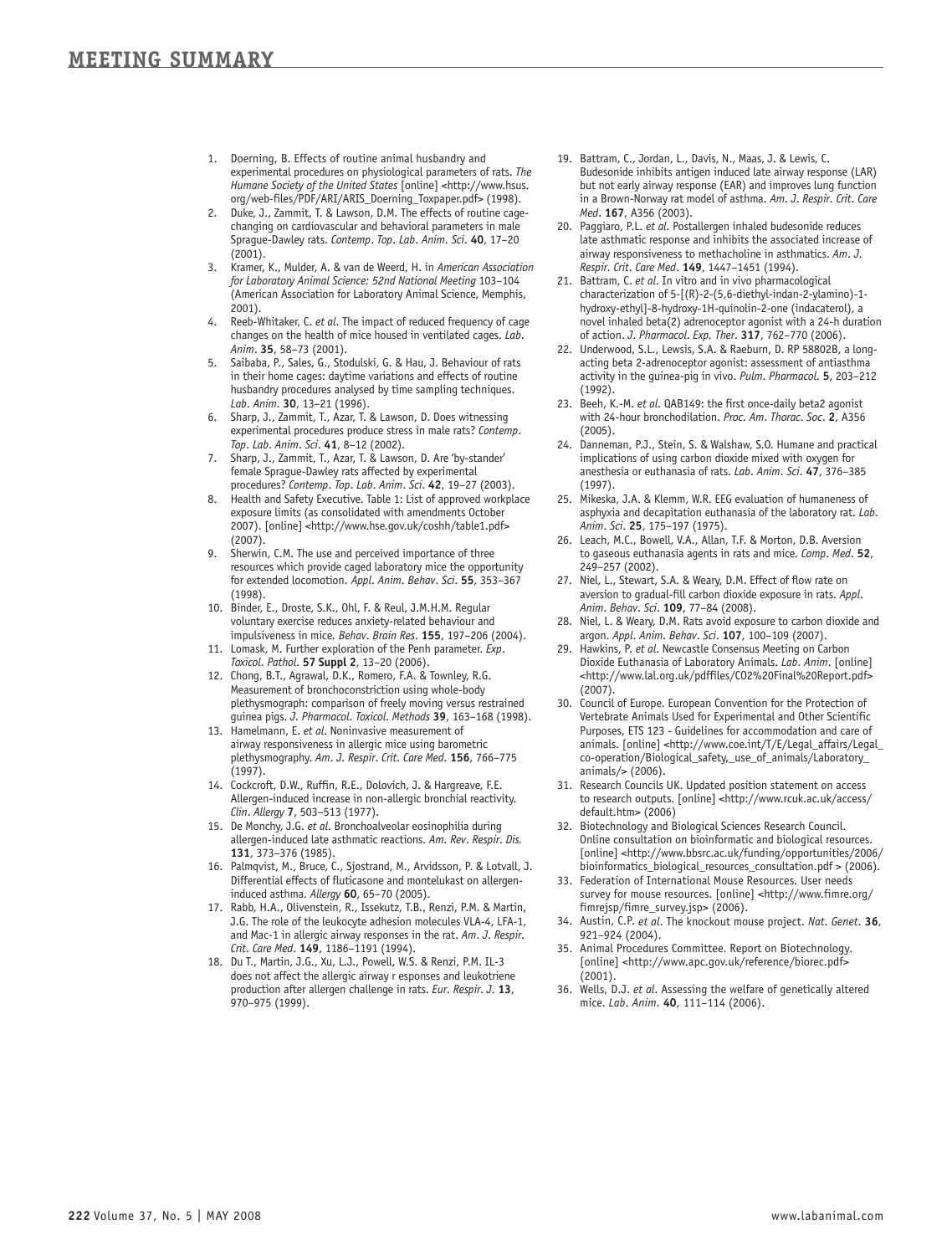1. Doerning, B. Effects of routine animal husbandry and experimental procedures on physiological parameters of rats. *The Humane Society of the United States* [online] <http://www.hsus.org/web-files/PDF/ARI/ARIS_Doerning_Toxpaper.pdf> (1998).
2. Duke, J., Zammit, T. & Lawson, D.M. The effects of routine cage-changing on cardiovascular and behavioral parameters in male Sprague-Dawley rats. *Contemp. Top. Lab. Anim. Sci.* **40**, 17–20 (2001).
3. Kramer, K., Mulder, A. & van de Weerd, H. in *American Association for Laboratory Animal Science: 52nd National Meeting* 103–104 (American Association for Laboratory Animal Science, Memphis, 2001).
4. Reeb-Whitaker, C. *et al.* The impact of reduced frequency of cage changes on the health of mice housed in ventilated cages. *Lab. Anim.* **35**, 58–73 (2001).
5. Saibaba, P., Sales, G., Stodulski, G. & Hau, J. Behaviour of rats in their home cages: daytime variations and effects of routine husbandry procedures analysed by time sampling techniques. *Lab. Anim.* **30**, 13–21 (1996).
6. Sharp, J., Zammit, T., Azar, T. & Lawson, D. Does witnessing experimental procedures produce stress in male rats? *Contemp. Top. Lab. Anim. Sci.* **41**, 8–12 (2002).
7. Sharp, J., Zammit, T., Azar, T. & Lawson, D. Are 'by-stander' female Sprague-Dawley rats affected by experimental procedures? *Contemp. Top. Lab. Anim. Sci.* **42**, 19–27 (2003).
8. Health and Safety Executive. Table 1: List of approved workplace exposure limits (as consolidated with amendments October 2007). [online] <http://www.hse.gov.uk/coshh/table1.pdf> (2007).
9. Sherwin, C.M. The use and perceived importance of three resources which provide caged laboratory mice the opportunity for extended locomotion. *Appl. Anim. Behav. Sci.* **55**, 353–367 (1998).
10. Binder, E., Droste, S.K., Ohl, F. & Reul, J.M.H.M. Regular voluntary exercise reduces anxiety-related behaviour and impulsiveness in mice. *Behav. Brain Res.* **155**, 197–206 (2004).
11. Lomask, M. Further exploration of the Penh parameter. *Exp. Toxicol. Pathol.* **57 Suppl 2**, 13–20 (2006).
12. Chong, B.T., Agrawal, D.K., Romero, F.A. & Townley, R.G. Measurement of bronchoconstriction using whole-body plethysmograph: comparison of freely moving versus restrained guinea pigs. *J. Pharmacol. Toxicol. Methods* **39**, 163–168 (1998).
13. Hamelmann, E. *et al.* Noninvasive measurement of airway responsiveness in allergic mice using barometric plethysmography. *Am. J. Respir. Crit. Care Med.* **156**, 766–775 (1997).
14. Cockcroft, D.W., Ruffin, R.E., Dolovich, J. & Hargreave, F.E. Allergen-induced increase in non-allergic bronchial reactivity. *Clin. Allergy* **7**, 503–513 (1977).
15. De Monchy, J.G. *et al.* Bronchoalveolar eosinophilia during allergen-induced late asthmatic reactions. *Am. Rev. Respir. Dis.* **131**, 373–376 (1985).
16. Palmqvist, M., Bruce, C., Sjostrand, M., Arvidsson, P. & Lotvall, J. Differential effects of fluticasone and montelukast on allergen-induced asthma. *Allergy* **60**, 65–70 (2005).
17. Rabb, H.A., Olivenstein, R., Issekutz, T.B., Renzi, P.M. & Martin, J.G. The role of the leukocyte adhesion molecules VLA-4, LFA-1, and Mac-1 in allergic airway responses in the rat. *Am. J. Respir. Crit. Care Med.* **149**, 1186–1191 (1994).
18. Du T., Martin, J.G., Xu, L.J., Powell, W.S. & Renzi, P.M. IL-3 does not affect the allergic airway r esponses and leukotriene production after allergen challenge in rats. *Eur. Respir. J.* **13**, 970–975 (1999).
19. Battram, C., Jordan, L., Davis, N., Maas, J. & Lewis, C. Budesonide inhibits antigen induced late airway response (LAR) but not early airway response (EAR) and improves lung function in a Brown-Norway rat model of asthma. *Am. J. Respir. Crit. Care Med.* **167**, A356 (2003).
20. Paggiaro, P.L. *et al.* Postallergen inhaled budesonide reduces late asthmatic response and inhibits the associated increase of airway responsiveness to methacholine in asthmatics. *Am. J. Respir. Crit. Care Med.* **149**, 1447–1451 (1994).
21. Battram, C. *et al.* In vitro and in vivo pharmacological characterization of 5-[(R)-2-(5,6-diethyl-indan-2-ylamino)-1-hydroxy-ethyl]-8-hydroxy-1H-quinolin-2-one (indacaterol), a novel inhaled beta(2) adrenoceptor agonist with a 24-h duration of action. *J. Pharmacol. Exp. Ther.* **317**, 762–770 (2006).
22. Underwood, S.L., Lewsis, S.A. & Raeburn, D. RP 58802B, a long-acting beta 2-adrenoceptor agonist: assessment of antiasthma activity in the guinea-pig in vivo. *Pulm. Pharmacol.* **5**, 203–212 (1992).
23. Beeh, K.-M. *et al.* QAB149: the first once-daily beta2 agonist with 24-hour bronchodilation. *Proc. Am. Thorac. Soc.* **2**, A356 (2005).
24. Danneman, P.J., Stein, S. & Walshaw, S.O. Humane and practical implications of using carbon dioxide mixed with oxygen for anesthesia or euthanasia of rats. *Lab. Anim. Sci.* **47**, 376–385 (1997).
25. Mikeska, J.A. & Klemm, W.R. EEG evaluation of humaneness of asphyxia and decapitation euthanasia of the laboratory rat. *Lab. Anim. Sci.* **25**, 175–197 (1975).
26. Leach, M.C., Bowell, V.A., Allan, T.F. & Morton, D.B. Aversion to gaseous euthanasia agents in rats and mice. *Comp. Med.* **52**, 249–257 (2002).
27. Niel, L., Stewart, S.A. & Weary, D.M. Effect of flow rate on aversion to gradual-fill carbon dioxide exposure in rats. *Appl. Anim. Behav. Sci.* **109**, 77–84 (2008).
28. Niel, L. & Weary, D.M. Rats avoid exposure to carbon dioxide and argon. *Appl. Anim. Behav. Sci.* **107**, 100–109 (2007).
29. Hawkins, P. *et al.* Newcastle Consensus Meeting on Carbon Dioxide Euthanasia of Laboratory Animals. *Lab. Anim.* [online] <http://www.lal.org.uk/pdffiles/CO2%20Final%20Report.pdf> (2007).
30. Council of Europe. European Convention for the Protection of Vertebrate Animals Used for Experimental and Other Scientific Purposes, ETS 123 - Guidelines for accommodation and care of animals. [online] <http://www.coe.int/T/E/Legal_affairs/Legal_co-operation/Biological_safety,_use_of_animals/Laboratory_animals/> (2006).
31. Research Councils UK. Updated position statement on access to research outputs. [online] <http://www.rcuk.ac.uk/access/default.htm> (2006)
32. Biotechnology and Biological Sciences Research Council. Online consultation on bioinformatic and biological resources. [online] <http://www.bbsrc.ac.uk/funding/opportunities/2006/bioinformatics_biological_resources_consultation.pdf > (2006).
33. Federation of International Mouse Resources. User needs survey for mouse resources. [online] <http://www.fimre.org/fimrejsp/fimre_survey.jsp> (2006).
34. Austin, C.P. *et al.* The knockout mouse project. *Nat. Genet.* **36**, 921–924 (2004).
35. Animal Procedures Committee. Report on Biotechnology. [online] <http://www.apc.gov.uk/reference/biorec.pdf> (2001).
36. Wells, D.J. *et al.* Assessing the welfare of genetically altered mice. *Lab. Anim.* **40**, 111–114 (2006).